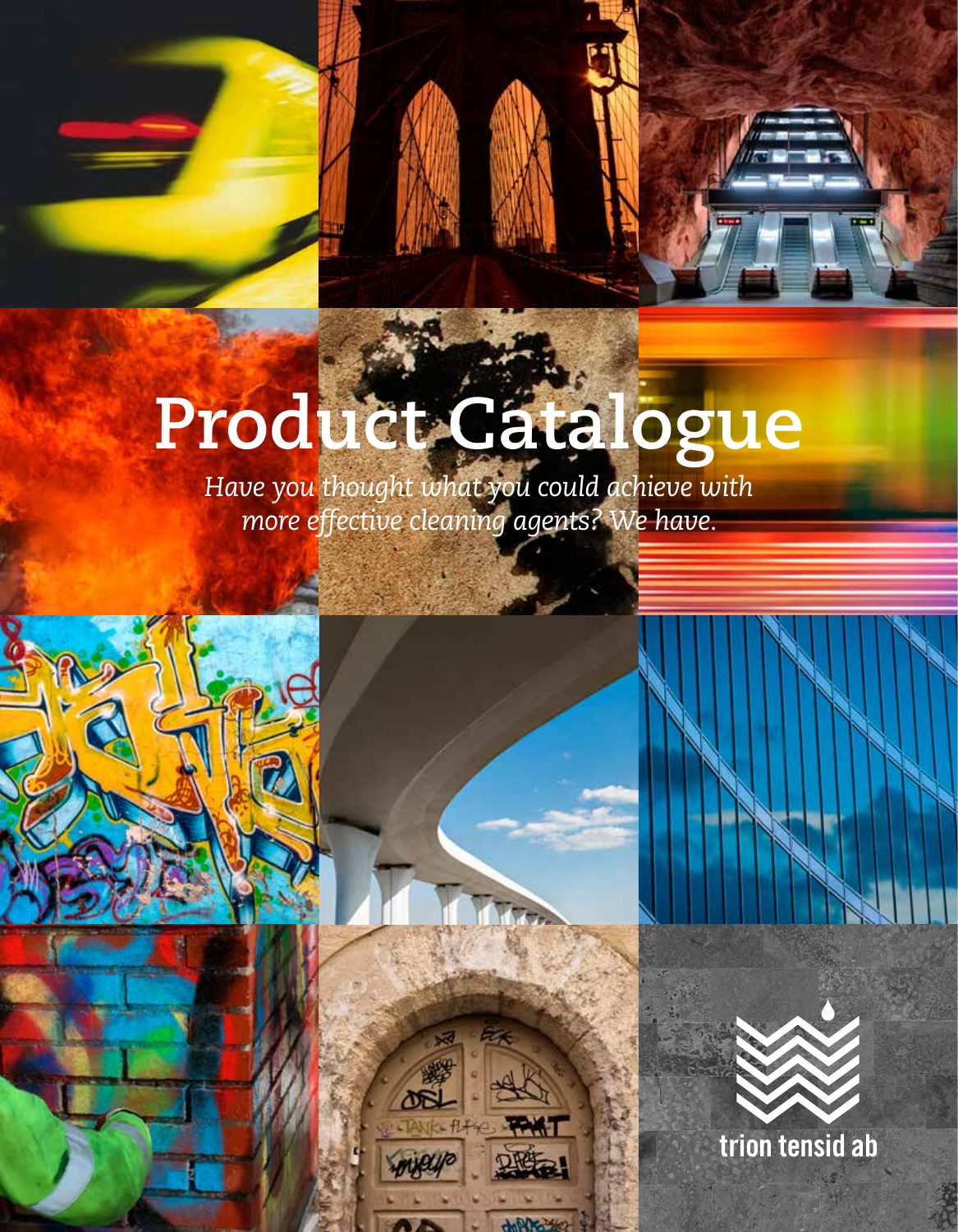# Product Catalogue

*Have you thought what you could achieve with more effective cleaning agents? We have.*

trion tensid ab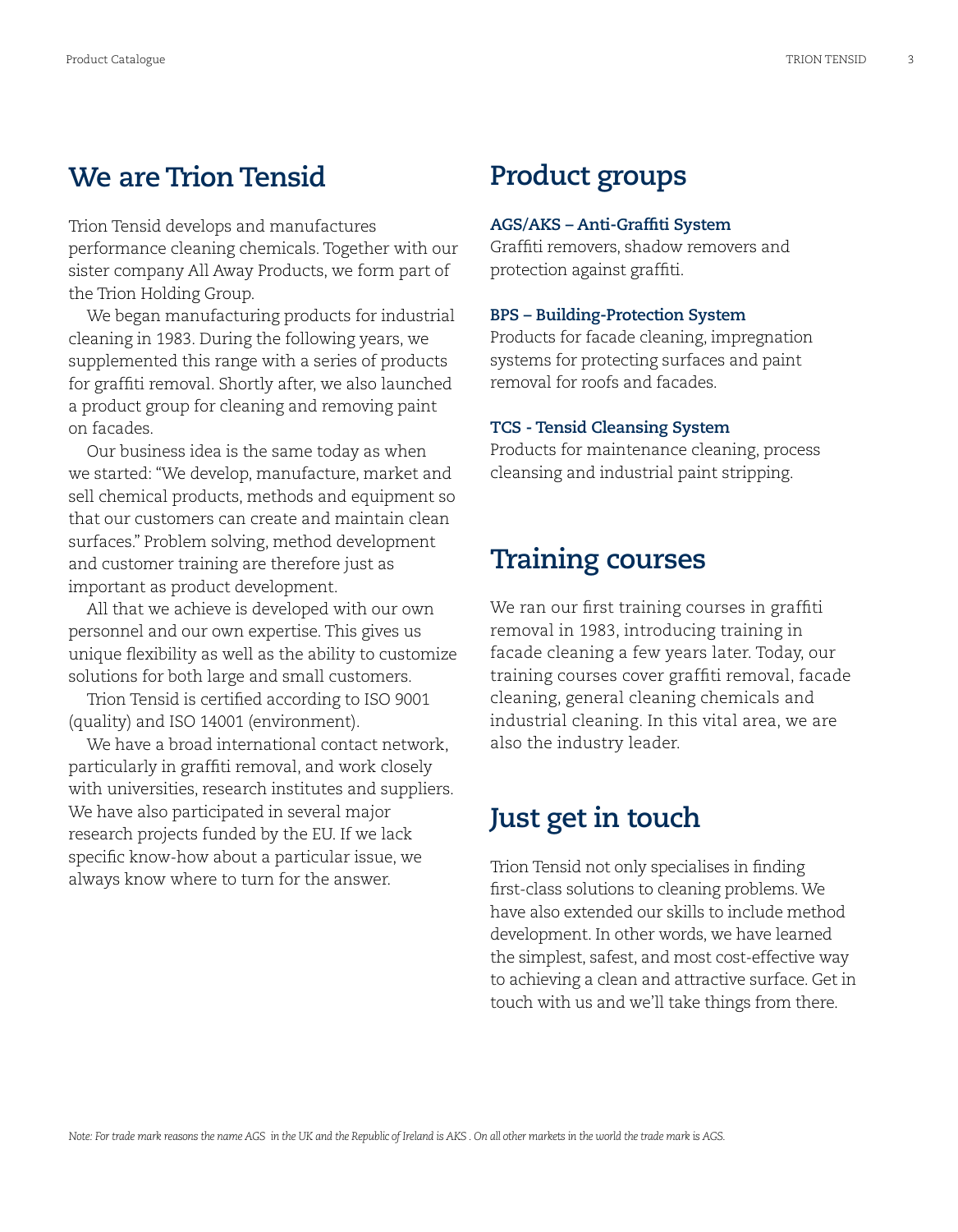## We are Trion Tensid

Trion Tensid develops and manufactures performance cleaning chemicals. Together with our sister company All Away Products, we form part of the Trion Holding Group.

We began manufacturing products for industrial cleaning in 1983. During the following years, we supplemented this range with a series of products for graffiti removal. Shortly after, we also launched a product group for cleaning and removing paint on facades.

Our business idea is the same today as when we started: "We develop, manufacture, market and sell chemical products, methods and equipment so that our customers can create and maintain clean surfaces." Problem solving, method development and customer training are therefore just as important as product development.

All that we achieve is developed with our own personnel and our own expertise. This gives us unique flexibility as well as the ability to customize solutions for both large and small customers.

Trion Tensid is certified according to ISO 9001 (quality) and ISO 14001 (environment).

We have a broad international contact network, particularly in graffiti removal, and work closely with universities, research institutes and suppliers. We have also participated in several major research projects funded by the EU. If we lack specific know-how about a particular issue, we always know where to turn for the answer.

## Product groups

**AGS/AKS – Anti-Graffiti System**
Graffiti removers, shadow removers and protection against graffiti.

**BPS – Building-Protection System**
Products for facade cleaning, impregnation systems for protecting surfaces and paint removal for roofs and facades.

**TCS - Tensid Cleansing System**
Products for maintenance cleaning, process cleansing and industrial paint stripping.

## Training courses

We ran our first training courses in graffiti removal in 1983, introducing training in facade cleaning a few years later. Today, our training courses cover graffiti removal, facade cleaning, general cleaning chemicals and industrial cleaning. In this vital area, we are also the industry leader.

## Just get in touch

Trion Tensid not only specialises in finding first-class solutions to cleaning problems. We have also extended our skills to include method development. In other words, we have learned the simplest, safest, and most cost-effective way to achieving a clean and attractive surface. Get in touch with us and we'll take things from there.

*Note: For trade mark reasons the name AGS in the UK and the Republic of Ireland is AKS . On all other markets in the world the trade mark is AGS.*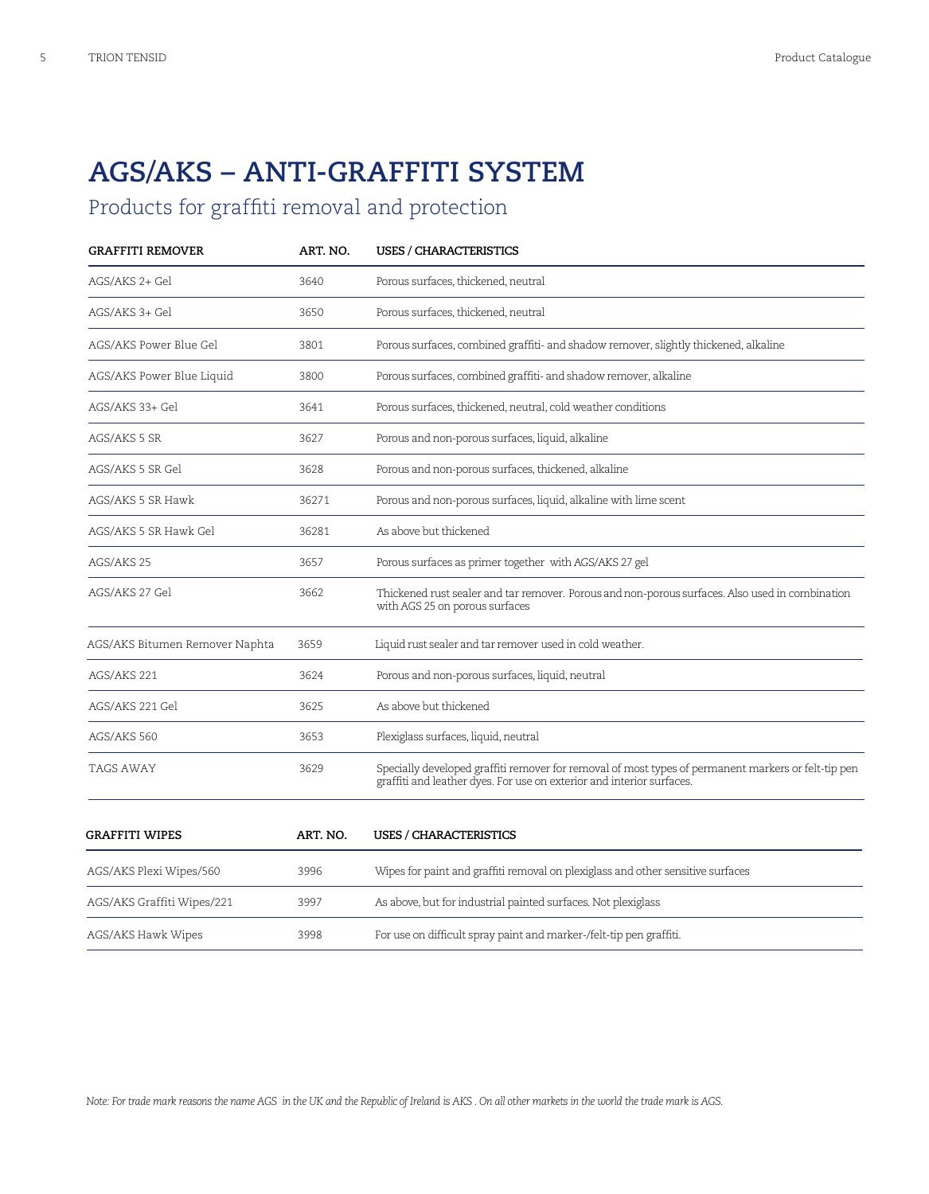# AGS/AKS – ANTI-GRAFFITI SYSTEM

## Products for graffiti removal and protection

| GRAFFITI REMOVER | ART. NO. | USES / CHARACTERISTICS |
|---|---|---|
| AGS/AKS 2+ Gel | 3640 | Porous surfaces, thickened, neutral |
| AGS/AKS 3+ Gel | 3650 | Porous surfaces, thickened, neutral |
| AGS/AKS Power Blue Gel | 3801 | Porous surfaces, combined graffiti- and shadow remover, slightly thickened, alkaline |
| AGS/AKS Power Blue Liquid | 3800 | Porous surfaces, combined graffiti- and shadow remover, alkaline |
| AGS/AKS 33+ Gel | 3641 | Porous surfaces, thickened, neutral, cold weather conditions |
| AGS/AKS 5 SR | 3627 | Porous and non-porous surfaces, liquid, alkaline |
| AGS/AKS 5 SR Gel | 3628 | Porous and non-porous surfaces, thickened, alkaline |
| AGS/AKS 5 SR Hawk | 36271 | Porous and non-porous surfaces, liquid, alkaline with lime scent |
| AGS/AKS 5 SR Hawk Gel | 36281 | As above but thickened |
| AGS/AKS 25 | 3657 | Porous surfaces as primer together with AGS/AKS 27 gel |
| AGS/AKS 27 Gel | 3662 | Thickened rust sealer and tar remover. Porous and non-porous surfaces. Also used in combination with AGS 25 on porous surfaces |
| AGS/AKS Bitumen Remover Naphta | 3659 | Liquid rust sealer and tar remover used in cold weather. |
| AGS/AKS 221 | 3624 | Porous and non-porous surfaces, liquid, neutral |
| AGS/AKS 221 Gel | 3625 | As above but thickened |
| AGS/AKS 560 | 3653 | Plexiglass surfaces, liquid, neutral |
| TAGS AWAY | 3629 | Specially developed graffiti remover for removal of most types of permanent markers or felt-tip pen graffiti and leather dyes. For use on exterior and interior surfaces. |

| GRAFFITI WIPES | ART. NO. | USES / CHARACTERISTICS |
|---|---|---|
| AGS/AKS Plexi Wipes/560 | 3996 | Wipes for paint and graffiti removal on plexiglass and other sensitive surfaces |
| AGS/AKS Graffiti Wipes/221 | 3997 | As above, but for industrial painted surfaces. Not plexiglass |
| AGS/AKS Hawk Wipes | 3998 | For use on difficult spray paint and marker-/felt-tip pen graffiti. |

*Note: For trade mark reasons the name AGS in the UK and the Republic of Ireland is AKS . On all other markets in the world the trade mark is AGS.*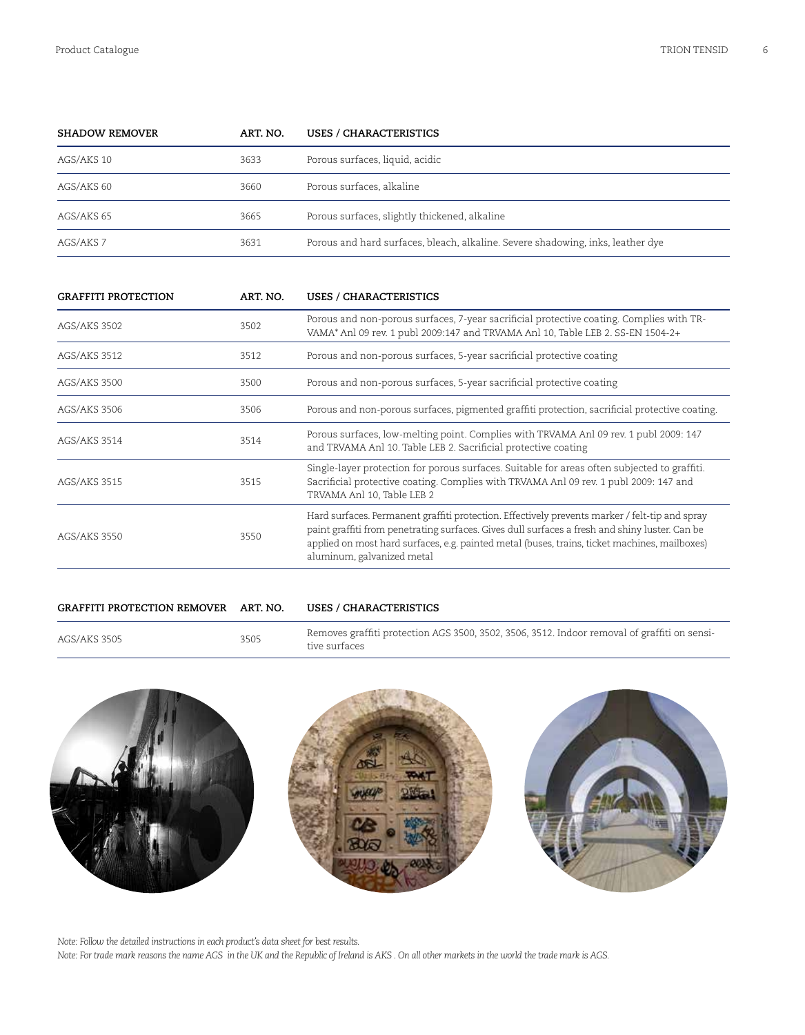| SHADOW REMOVER | ART. NO. | USES / CHARACTERISTICS |
|---|---|---|
| AGS/AKS 10 | 3633 | Porous surfaces, liquid, acidic |
| AGS/AKS 60 | 3660 | Porous surfaces, alkaline |
| AGS/AKS 65 | 3665 | Porous surfaces, slightly thickened, alkaline |
| AGS/AKS 7 | 3631 | Porous and hard surfaces, bleach, alkaline. Severe shadowing, inks, leather dye |

| GRAFFITI PROTECTION | ART. NO. | USES / CHARACTERISTICS |
|---|---|---|
| AGS/AKS 3502 | 3502 | Porous and non-porous surfaces, 7-year sacrificial protective coating. Complies with TR-VAMA* Anl 09 rev. 1 publ 2009:147 and TRVAMA Anl 10, Table LEB 2. SS-EN 1504-2+ |
| AGS/AKS 3512 | 3512 | Porous and non-porous surfaces, 5-year sacrificial protective coating |
| AGS/AKS 3500 | 3500 | Porous and non-porous surfaces, 5-year sacrificial protective coating |
| AGS/AKS 3506 | 3506 | Porous and non-porous surfaces, pigmented graffiti protection, sacrificial protective coating. |
| AGS/AKS 3514 | 3514 | Porous surfaces, low-melting point. Complies with TRVAMA Anl 09 rev. 1 publ 2009: 147 and TRVAMA Anl 10. Table LEB 2. Sacrificial protective coating |
| AGS/AKS 3515 | 3515 | Single-layer protection for porous surfaces. Suitable for areas often subjected to graffiti. Sacrificial protective coating. Complies with TRVAMA Anl 09 rev. 1 publ 2009: 147 and TRVAMA Anl 10, Table LEB 2 |
| AGS/AKS 3550 | 3550 | Hard surfaces. Permanent graffiti protection. Effectively prevents marker / felt-tip and spray paint graffiti from penetrating surfaces. Gives dull surfaces a fresh and shiny luster. Can be applied on most hard surfaces, e.g. painted metal (buses, trains, ticket machines, mailboxes) aluminum, galvanized metal |

| GRAFFITI PROTECTION REMOVER | ART. NO. | USES / CHARACTERISTICS |
|---|---|---|
| AGS/AKS 3505 | 3505 | Removes graffiti protection AGS 3500, 3502, 3506, 3512. Indoor removal of graffiti on sensitive surfaces |

*Note: Follow the detailed instructions in each product's data sheet for best results.*

*Note: For trade mark reasons the name AGS in the UK and the Republic of Ireland is AKS . On all other markets in the world the trade mark is AGS.*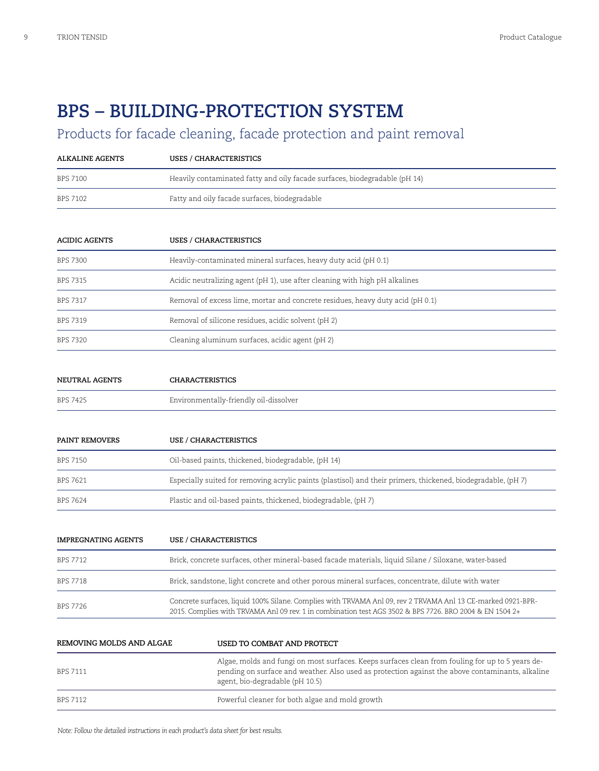# BPS – BUILDING-PROTECTION SYSTEM

## Products for facade cleaning, facade protection and paint removal

| ALKALINE AGENTS | USES / CHARACTERISTICS |
|---|---|
| BPS 7100 | Heavily contaminated fatty and oily facade surfaces, biodegradable (pH 14) |
| BPS 7102 | Fatty and oily facade surfaces, biodegradable |

| ACIDIC AGENTS | USES / CHARACTERISTICS |
|---|---|
| BPS 7300 | Heavily-contaminated mineral surfaces, heavy duty acid (pH 0.1) |
| BPS 7315 | Acidic neutralizing agent (pH 1), use after cleaning with high pH alkalines |
| BPS 7317 | Removal of excess lime, mortar and concrete residues, heavy duty acid (pH 0.1) |
| BPS 7319 | Removal of silicone residues, acidic solvent (pH 2) |
| BPS 7320 | Cleaning aluminum surfaces, acidic agent (pH 2) |

| NEUTRAL AGENTS | CHARACTERISTICS |
|---|---|
| BPS 7425 | Environmentally-friendly oil-dissolver |

| PAINT REMOVERS | USE / CHARACTERISTICS |
|---|---|
| BPS 7150 | Oil-based paints, thickened, biodegradable, (pH 14) |
| BPS 7621 | Especially suited for removing acrylic paints (plastisol) and their primers, thickened, biodegradable, (pH 7) |
| BPS 7624 | Plastic and oil-based paints, thickened, biodegradable, (pH 7) |

| IMPREGNATING AGENTS | USE / CHARACTERISTICS |
|---|---|
| BPS 7712 | Brick, concrete surfaces, other mineral-based facade materials, liquid Silane / Siloxane, water-based |
| BPS 7718 | Brick, sandstone, light concrete and other porous mineral surfaces, concentrate, dilute with water |
| BPS 7726 | Concrete surfaces, liquid 100% Silane. Complies with TRVAMA Anl 09, rev 2 TRVAMA Anl 13 CE-marked 0921-BPR-2015. Complies with TRVAMA Anl 09 rev. 1 in combination test AGS 3502 & BPS 7726. BRO 2004 & EN 1504 2+ |

| REMOVING MOLDS AND ALGAE | USED TO COMBAT AND PROTECT |
|---|---|
| BPS 7111 | Algae, molds and fungi on most surfaces. Keeps surfaces clean from fouling for up to 5 years depending on surface and weather. Also used as protection against the above contaminants, alkaline agent, bio-degradable (pH 10.5) |
| BPS 7112 | Powerful cleaner for both algae and mold growth |

*Note: Follow the detailed instructions in each product's data sheet for best results.*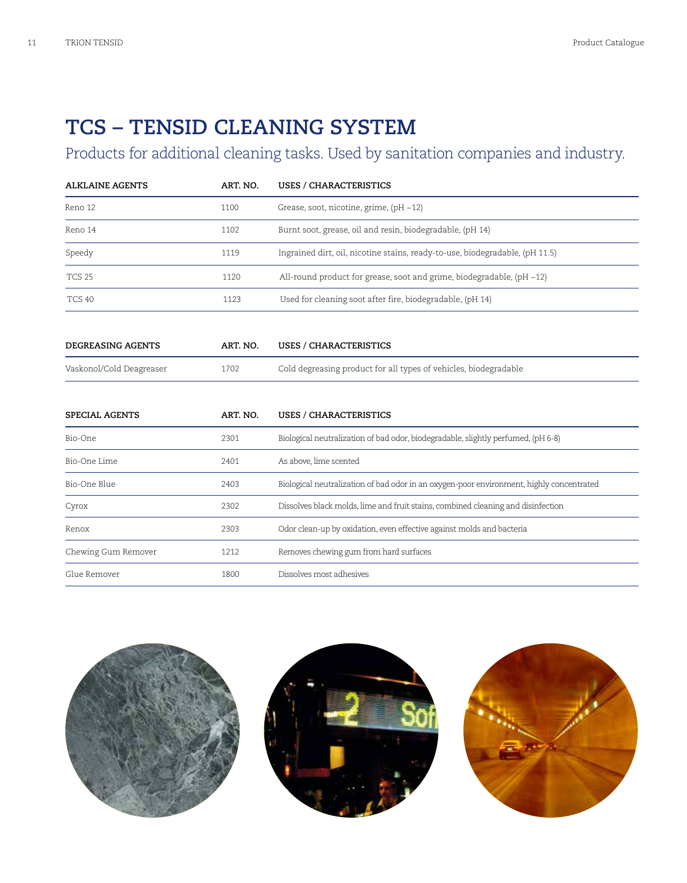# TCS – TENSID CLEANING SYSTEM

## Products for additional cleaning tasks. Used by sanitation companies and industry.

| ALKLAINE AGENTS | ART. NO. | USES / CHARACTERISTICS |
|---|---|---|
| Reno 12 | 1100 | Grease, soot, nicotine, grime, (pH ~12) |
| Reno 14 | 1102 | Burnt soot, grease, oil and resin, biodegradable, (pH 14) |
| Speedy | 1119 | Ingrained dirt, oil, nicotine stains, ready-to-use, biodegradable, (pH 11.5) |
| TCS 25 | 1120 | All-round product for grease, soot and grime, biodegradable, (pH ~12) |
| TCS 40 | 1123 | Used for cleaning soot after fire, biodegradable, (pH 14) |

| DEGREASING AGENTS | ART. NO. | USES / CHARACTERISTICS |
|---|---|---|
| Vaskonol/Cold Deagreaser | 1702 | Cold degreasing product for all types of vehicles, biodegradable |

| SPECIAL AGENTS | ART. NO. | USES / CHARACTERISTICS |
|---|---|---|
| Bio-One | 2301 | Biological neutralization of bad odor, biodegradable, slightly perfumed, (pH 6-8) |
| Bio-One Lime | 2401 | As above, lime scented |
| Bio-One Blue | 2403 | Biological neutralization of bad odor in an oxygen-poor environment, highly concentrated |
| Cyrox | 2302 | Dissolves black molds, lime and fruit stains, combined cleaning and disinfection |
| Renox | 2303 | Odor clean-up by oxidation, even effective against molds and bacteria |
| Chewing Gum Remover | 1212 | Removes chewing gum from hard surfaces |
| Glue Remover | 1800 | Dissolves most adhesives |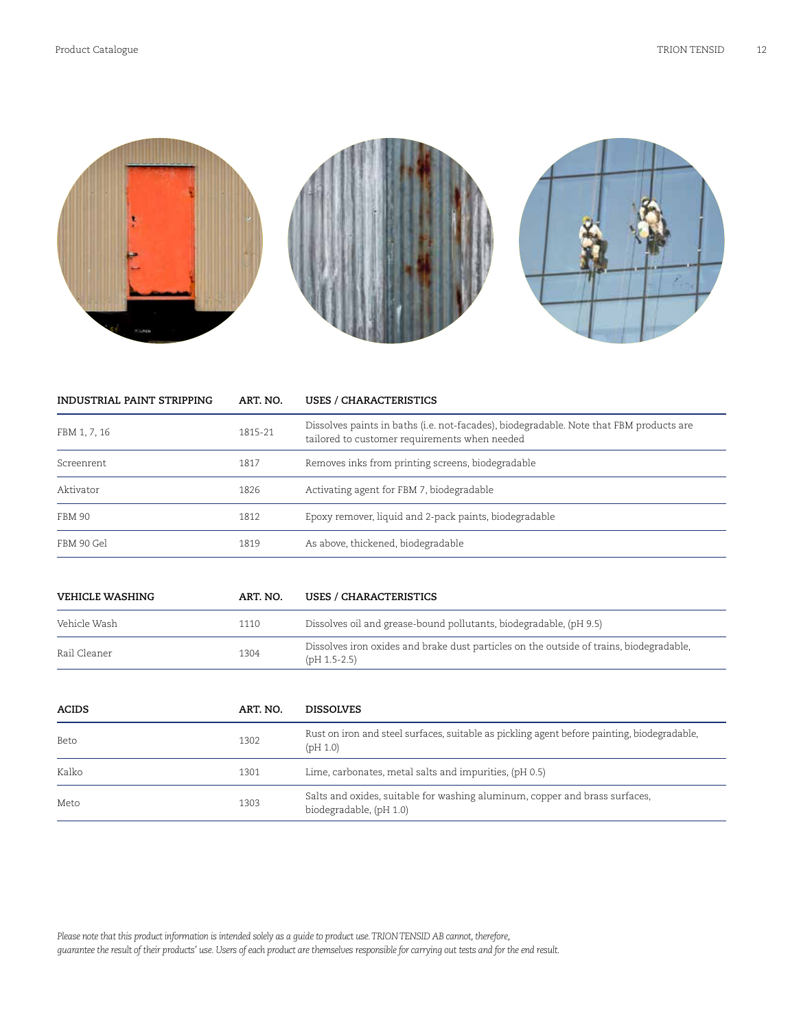| INDUSTRIAL PAINT STRIPPING | ART. NO. | USES / CHARACTERISTICS |
| --- | --- | --- |
| FBM 1, 7, 16 | 1815-21 | Dissolves paints in baths (i.e. not-facades), biodegradable. Note that FBM products are tailored to customer requirements when needed |
| Screenrent | 1817 | Removes inks from printing screens, biodegradable |
| Aktivator | 1826 | Activating agent for FBM 7, biodegradable |
| FBM 90 | 1812 | Epoxy remover, liquid and 2-pack paints, biodegradable |
| FBM 90 Gel | 1819 | As above, thickened, biodegradable |

| VEHICLE WASHING | ART. NO. | USES / CHARACTERISTICS |
| --- | --- | --- |
| Vehicle Wash | 1110 | Dissolves oil and grease-bound pollutants, biodegradable, (pH 9.5) |
| Rail Cleaner | 1304 | Dissolves iron oxides and brake dust particles on the outside of trains, biodegradable, (pH 1.5-2.5) |

| ACIDS | ART. NO. | DISSOLVES |
| --- | --- | --- |
| Beto | 1302 | Rust on iron and steel surfaces, suitable as pickling agent before painting, biodegradable, (pH 1.0) |
| Kalko | 1301 | Lime, carbonates, metal salts and impurities, (pH 0.5) |
| Meto | 1303 | Salts and oxides, suitable for washing aluminum, copper and brass surfaces, biodegradable, (pH 1.0) |

*Please note that this product information is intended solely as a guide to product use. TRION TENSID AB cannot, therefore, guarantee the result of their products' use. Users of each product are themselves responsible for carrying out tests and for the end result.*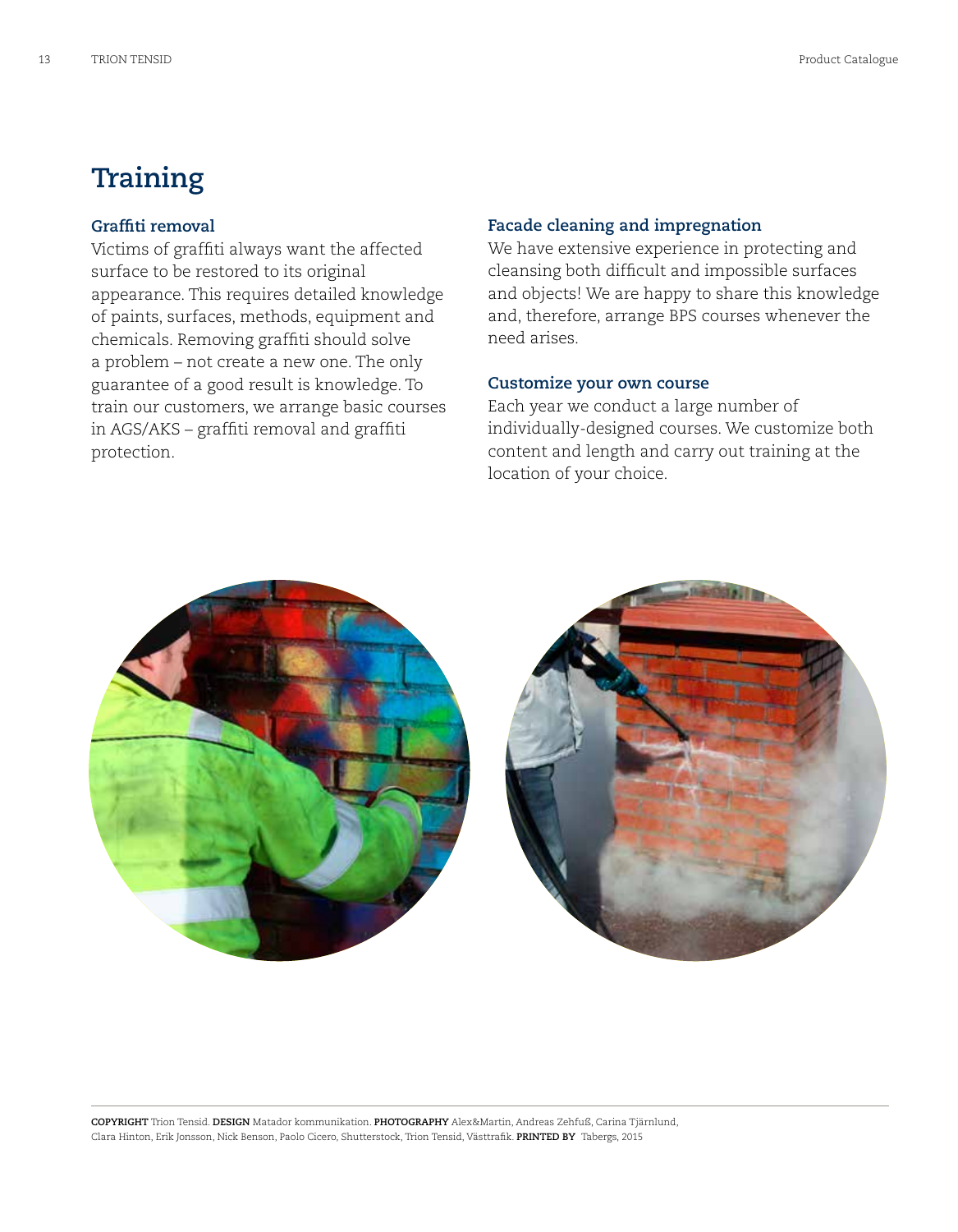# Training

## Graffiti removal

Victims of graffiti always want the affected surface to be restored to its original appearance. This requires detailed knowledge of paints, surfaces, methods, equipment and chemicals. Removing graffiti should solve a problem – not create a new one. The only guarantee of a good result is knowledge. To train our customers, we arrange basic courses in AGS/AKS – graffiti removal and graffiti protection.

## Facade cleaning and impregnation

We have extensive experience in protecting and cleansing both difficult and impossible surfaces and objects! We are happy to share this knowledge and, therefore, arrange BPS courses whenever the need arises.

## Customize your own course

Each year we conduct a large number of individually-designed courses. We customize both content and length and carry out training at the location of your choice.

---

**COPYRIGHT** Trion Tensid. **DESIGN** Matador kommunikation. **PHOTOGRAPHY** Alex&Martin, Andreas Zehfuß, Carina Tjärnlund, Clara Hinton, Erik Jonsson, Nick Benson, Paolo Cicero, Shutterstock, Trion Tensid, Västtrafik. **PRINTED BY** Tabergs, 2015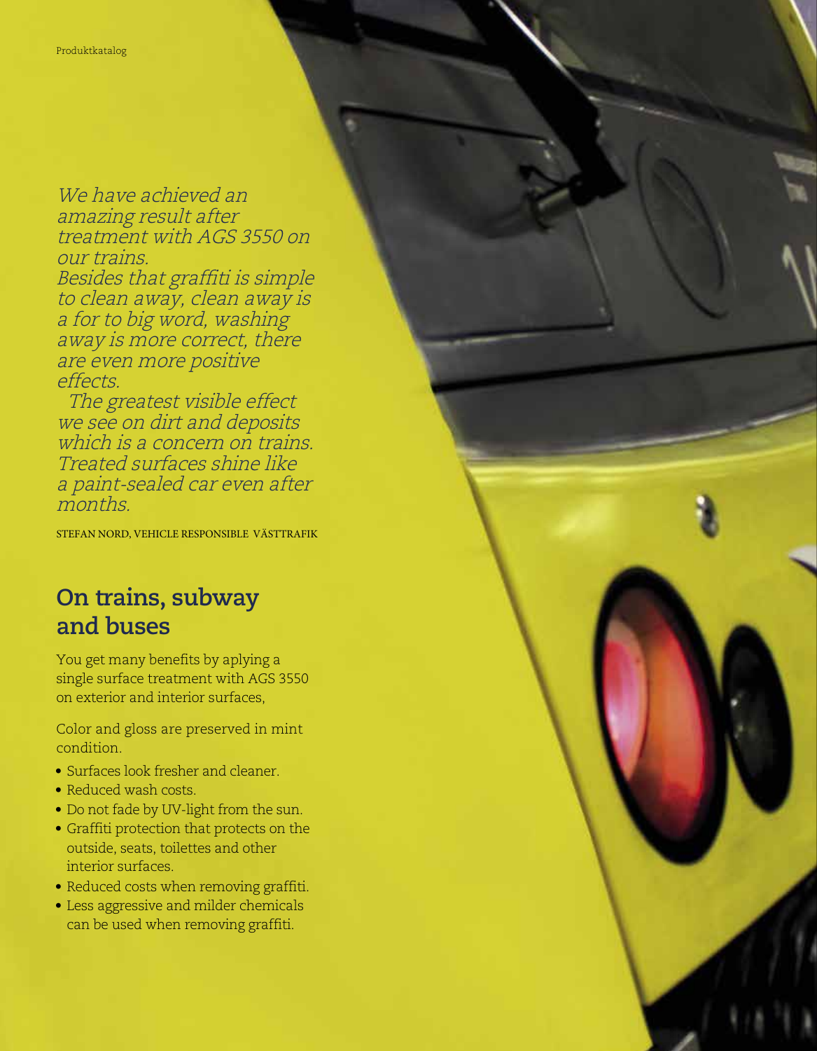*We have achieved an amazing result after treatment with AGS 3550 on our trains.*
*Besides that graffiti is simple to clean away, clean away is a for to big word, washing away is more correct, there are even more positive effects.*
*The greatest visible effect we see on dirt and deposits which is a concern on trains. Treated surfaces shine like a paint-sealed car even after months.*

STEFAN NORD, VEHICLE RESPONSIBLE VÄSTTRAFIK

## On trains, subway and buses

You get many benefits by aplying a single surface treatment with AGS 3550 on exterior and interior surfaces,

Color and gloss are preserved in mint condition.

- Surfaces look fresher and cleaner.
- Reduced wash costs.
- Do not fade by UV-light from the sun.
- Graffiti protection that protects on the outside, seats, toilettes and other interior surfaces.
- Reduced costs when removing graffiti.
- Less aggressive and milder chemicals can be used when removing graffiti.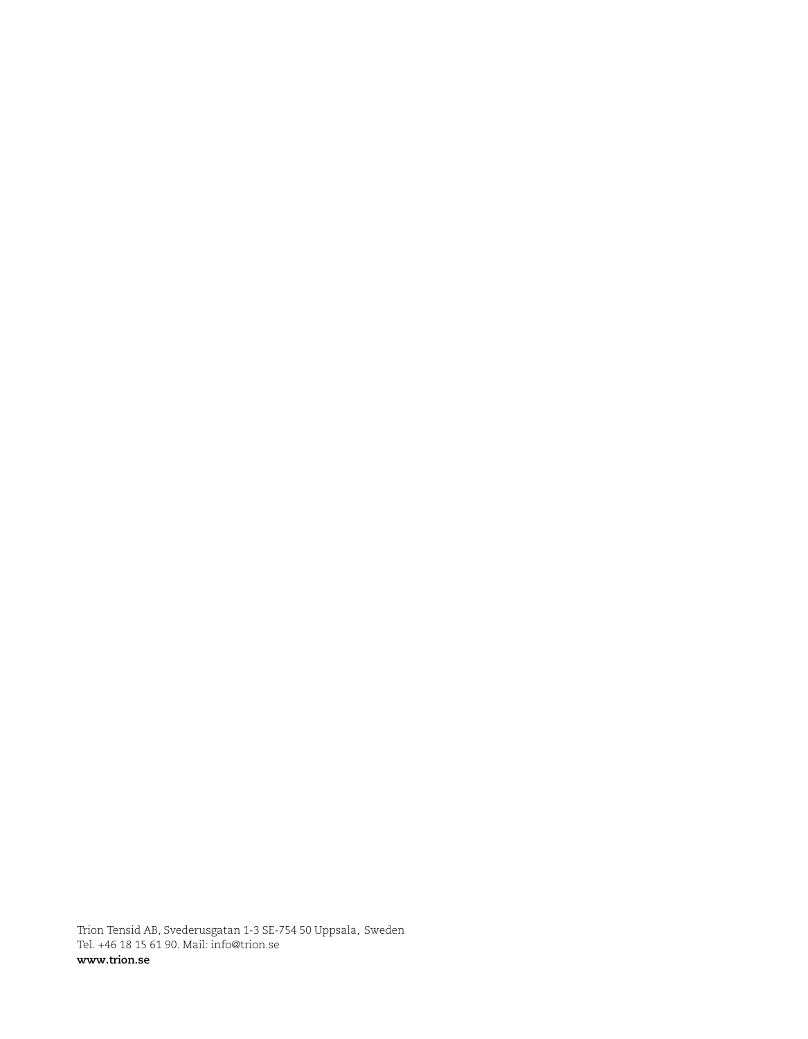Trion Tensid AB, Svederusgatan 1-3 SE-754 50 Uppsala, Sweden
Tel. +46 18 15 61 90. Mail: info@trion.se
**www.trion.se**